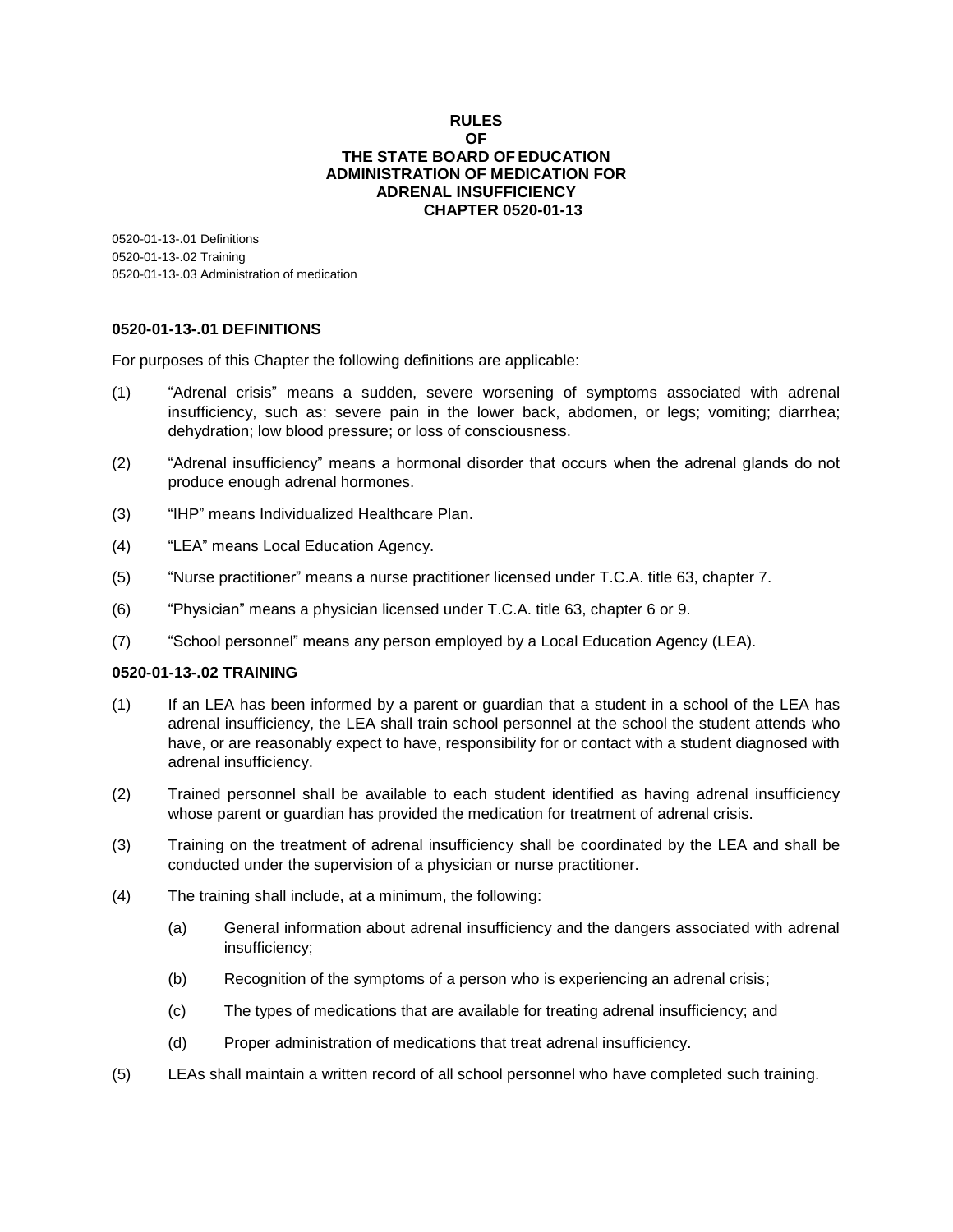# RULES OF THE STATE BOARD OF EDUCATION ADMINISTRATION OF MEDICATION FOR ADRENAL INSUFFICIENCY CHAPTER 0520-01-13

0520-01-13-.01 Definitions
0520-01-13-.02 Training
0520-01-13-.03 Administration of medication

## 0520-01-13-.01 DEFINITIONS

For purposes of this Chapter the following definitions are applicable:

(1) "Adrenal crisis" means a sudden, severe worsening of symptoms associated with adrenal insufficiency, such as: severe pain in the lower back, abdomen, or legs; vomiting; diarrhea; dehydration; low blood pressure; or loss of consciousness.

(2) "Adrenal insufficiency" means a hormonal disorder that occurs when the adrenal glands do not produce enough adrenal hormones.

(3) "IHP" means Individualized Healthcare Plan.

(4) "LEA" means Local Education Agency.

(5) "Nurse practitioner" means a nurse practitioner licensed under T.C.A. title 63, chapter 7.

(6) "Physician" means a physician licensed under T.C.A. title 63, chapter 6 or 9.

(7) "School personnel" means any person employed by a Local Education Agency (LEA).

## 0520-01-13-.02 TRAINING

(1) If an LEA has been informed by a parent or guardian that a student in a school of the LEA has adrenal insufficiency, the LEA shall train school personnel at the school the student attends who have, or are reasonably expect to have, responsibility for or contact with a student diagnosed with adrenal insufficiency.

(2) Trained personnel shall be available to each student identified as having adrenal insufficiency whose parent or guardian has provided the medication for treatment of adrenal crisis.

(3) Training on the treatment of adrenal insufficiency shall be coordinated by the LEA and shall be conducted under the supervision of a physician or nurse practitioner.

(4) The training shall include, at a minimum, the following:

(a) General information about adrenal insufficiency and the dangers associated with adrenal insufficiency;

(b) Recognition of the symptoms of a person who is experiencing an adrenal crisis;

(c) The types of medications that are available for treating adrenal insufficiency; and

(d) Proper administration of medications that treat adrenal insufficiency.

(5) LEAs shall maintain a written record of all school personnel who have completed such training.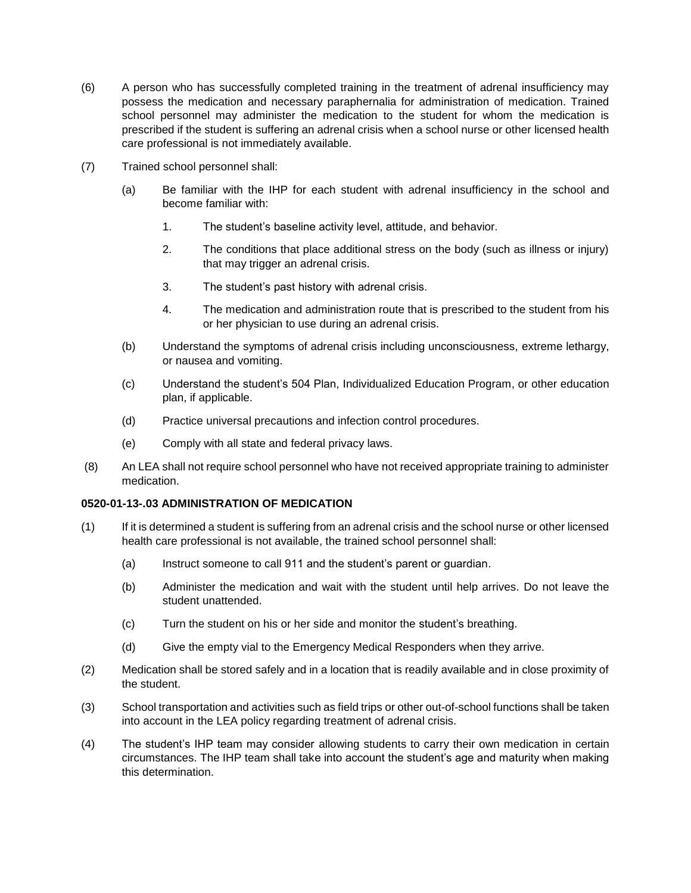(6) A person who has successfully completed training in the treatment of adrenal insufficiency may possess the medication and necessary paraphernalia for administration of medication. Trained school personnel may administer the medication to the student for whom the medication is prescribed if the student is suffering an adrenal crisis when a school nurse or other licensed health care professional is not immediately available.

(7) Trained school personnel shall:

(a) Be familiar with the IHP for each student with adrenal insufficiency in the school and become familiar with:

1. The student's baseline activity level, attitude, and behavior.

2. The conditions that place additional stress on the body (such as illness or injury) that may trigger an adrenal crisis.

3. The student's past history with adrenal crisis.

4. The medication and administration route that is prescribed to the student from his or her physician to use during an adrenal crisis.

(b) Understand the symptoms of adrenal crisis including unconsciousness, extreme lethargy, or nausea and vomiting.

(c) Understand the student's 504 Plan, Individualized Education Program, or other education plan, if applicable.

(d) Practice universal precautions and infection control procedures.

(e) Comply with all state and federal privacy laws.

(8) An LEA shall not require school personnel who have not received appropriate training to administer medication.

**0520-01-13-.03 ADMINISTRATION OF MEDICATION**

(1) If it is determined a student is suffering from an adrenal crisis and the school nurse or other licensed health care professional is not available, the trained school personnel shall:

(a) Instruct someone to call 911 and the student's parent or guardian.

(b) Administer the medication and wait with the student until help arrives. Do not leave the student unattended.

(c) Turn the student on his or her side and monitor the student's breathing.

(d) Give the empty vial to the Emergency Medical Responders when they arrive.

(2) Medication shall be stored safely and in a location that is readily available and in close proximity of the student.

(3) School transportation and activities such as field trips or other out-of-school functions shall be taken into account in the LEA policy regarding treatment of adrenal crisis.

(4) The student's IHP team may consider allowing students to carry their own medication in certain circumstances. The IHP team shall take into account the student's age and maturity when making this determination.